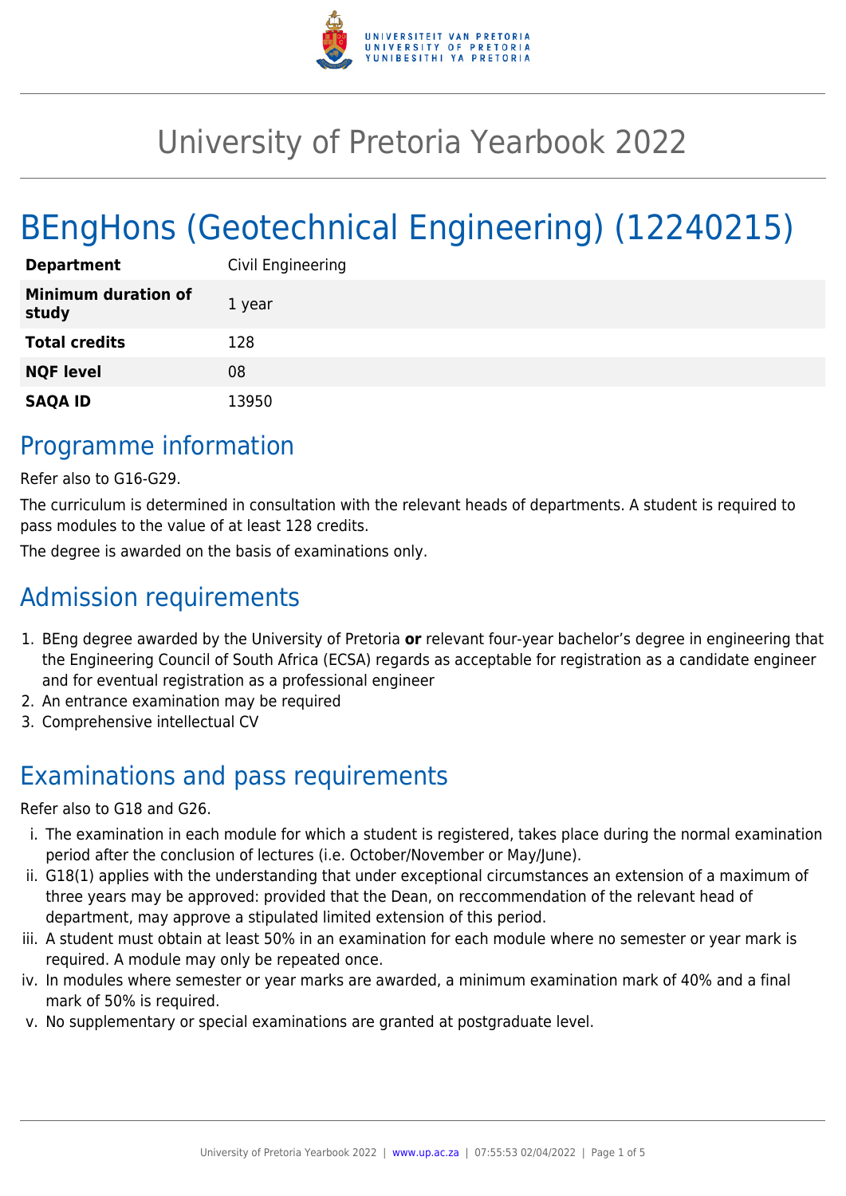# University of Pretoria Yearbook 2022

# BEngHons (Geotechnical Engineering) (12240215)

| | |
|---|---|
| **Department** | Civil Engineering |
| **Minimum duration of study** | 1 year |
| **Total credits** | 128 |
| **NQF level** | 08 |
| **SAQA ID** | 13950 |

## Programme information

Refer also to G16-G29.

The curriculum is determined in consultation with the relevant heads of departments. A student is required to pass modules to the value of at least 128 credits.

The degree is awarded on the basis of examinations only.

## Admission requirements

1. BEng degree awarded by the University of Pretoria **or** relevant four-year bachelor's degree in engineering that the Engineering Council of South Africa (ECSA) regards as acceptable for registration as a candidate engineer and for eventual registration as a professional engineer
2. An entrance examination may be required
3. Comprehensive intellectual CV

## Examinations and pass requirements

Refer also to G18 and G26.

i. The examination in each module for which a student is registered, takes place during the normal examination period after the conclusion of lectures (i.e. October/November or May/June).
ii. G18(1) applies with the understanding that under exceptional circumstances an extension of a maximum of three years may be approved: provided that the Dean, on reccommendation of the relevant head of department, may approve a stipulated limited extension of this period.
iii. A student must obtain at least 50% in an examination for each module where no semester or year mark is required. A module may only be repeated once.
iv. In modules where semester or year marks are awarded, a minimum examination mark of 40% and a final mark of 50% is required.
v. No supplementary or special examinations are granted at postgraduate level.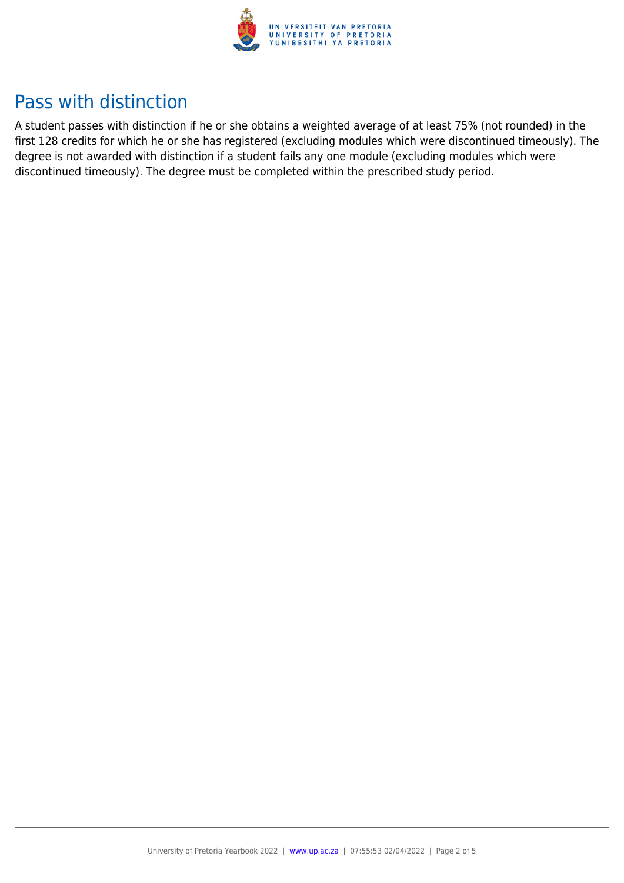## Pass with distinction

A student passes with distinction if he or she obtains a weighted average of at least 75% (not rounded) in the first 128 credits for which he or she has registered (excluding modules which were discontinued timeously). The degree is not awarded with distinction if a student fails any one module (excluding modules which were discontinued timeously). The degree must be completed within the prescribed study period.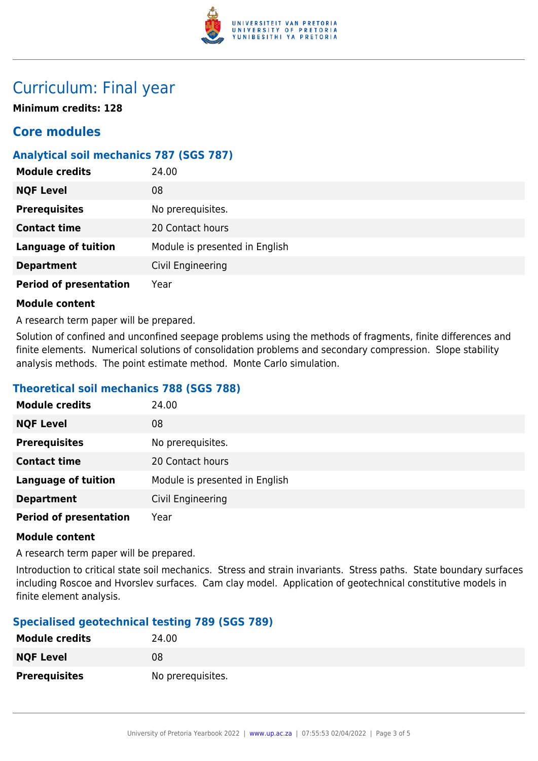# Curriculum: Final year

**Minimum credits: 128**

## Core modules

### Analytical soil mechanics 787 (SGS 787)

| | |
|---|---|
| **Module credits** | 24.00 |
| **NQF Level** | 08 |
| **Prerequisites** | No prerequisites. |
| **Contact time** | 20 Contact hours |
| **Language of tuition** | Module is presented in English |
| **Department** | Civil Engineering |
| **Period of presentation** | Year |

**Module content**

A research term paper will be prepared.

Solution of confined and unconfined seepage problems using the methods of fragments, finite differences and finite elements. Numerical solutions of consolidation problems and secondary compression. Slope stability analysis methods. The point estimate method. Monte Carlo simulation.

### Theoretical soil mechanics 788 (SGS 788)

| | |
|---|---|
| **Module credits** | 24.00 |
| **NQF Level** | 08 |
| **Prerequisites** | No prerequisites. |
| **Contact time** | 20 Contact hours |
| **Language of tuition** | Module is presented in English |
| **Department** | Civil Engineering |
| **Period of presentation** | Year |

**Module content**

A research term paper will be prepared.

Introduction to critical state soil mechanics. Stress and strain invariants. Stress paths. State boundary surfaces including Roscoe and Hvorslev surfaces. Cam clay model. Application of geotechnical constitutive models in finite element analysis.

### Specialised geotechnical testing 789 (SGS 789)

| | |
|---|---|
| **Module credits** | 24.00 |
| **NQF Level** | 08 |
| **Prerequisites** | No prerequisites. |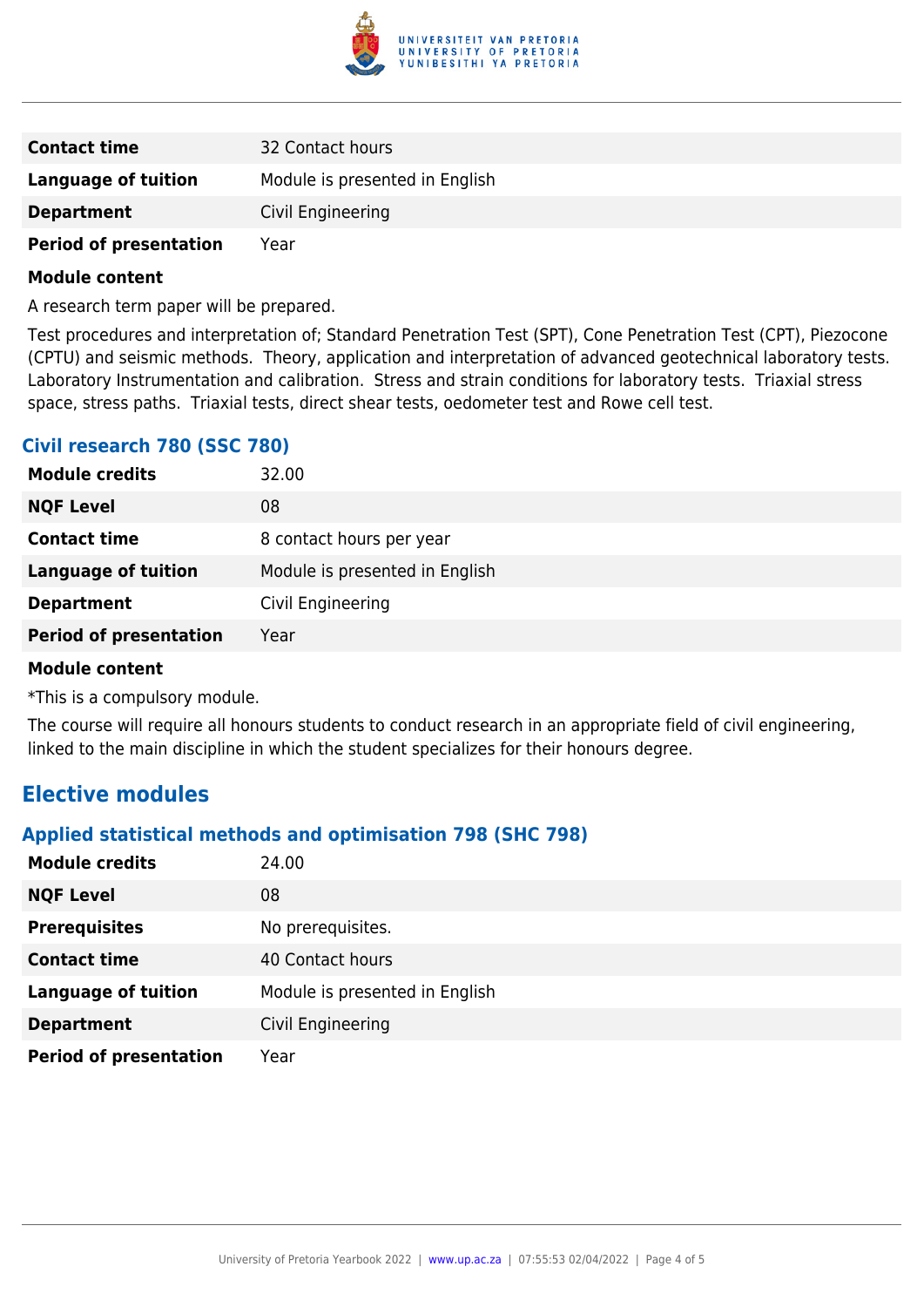| | |
|---|---|
| **Contact time** | 32 Contact hours |
| **Language of tuition** | Module is presented in English |
| **Department** | Civil Engineering |
| **Period of presentation** | Year |

**Module content**

A research term paper will be prepared.

Test procedures and interpretation of; Standard Penetration Test (SPT), Cone Penetration Test (CPT), Piezocone (CPTU) and seismic methods. Theory, application and interpretation of advanced geotechnical laboratory tests. Laboratory Instrumentation and calibration. Stress and strain conditions for laboratory tests. Triaxial stress space, stress paths. Triaxial tests, direct shear tests, oedometer test and Rowe cell test.

### Civil research 780 (SSC 780)

| | |
|---|---|
| **Module credits** | 32.00 |
| **NQF Level** | 08 |
| **Contact time** | 8 contact hours per year |
| **Language of tuition** | Module is presented in English |
| **Department** | Civil Engineering |
| **Period of presentation** | Year |

**Module content**

*This is a compulsory module.

The course will require all honours students to conduct research in an appropriate field of civil engineering, linked to the main discipline in which the student specializes for their honours degree.

## Elective modules

### Applied statistical methods and optimisation 798 (SHC 798)

| | |
|---|---|
| **Module credits** | 24.00 |
| **NQF Level** | 08 |
| **Prerequisites** | No prerequisites. |
| **Contact time** | 40 Contact hours |
| **Language of tuition** | Module is presented in English |
| **Department** | Civil Engineering |
| **Period of presentation** | Year |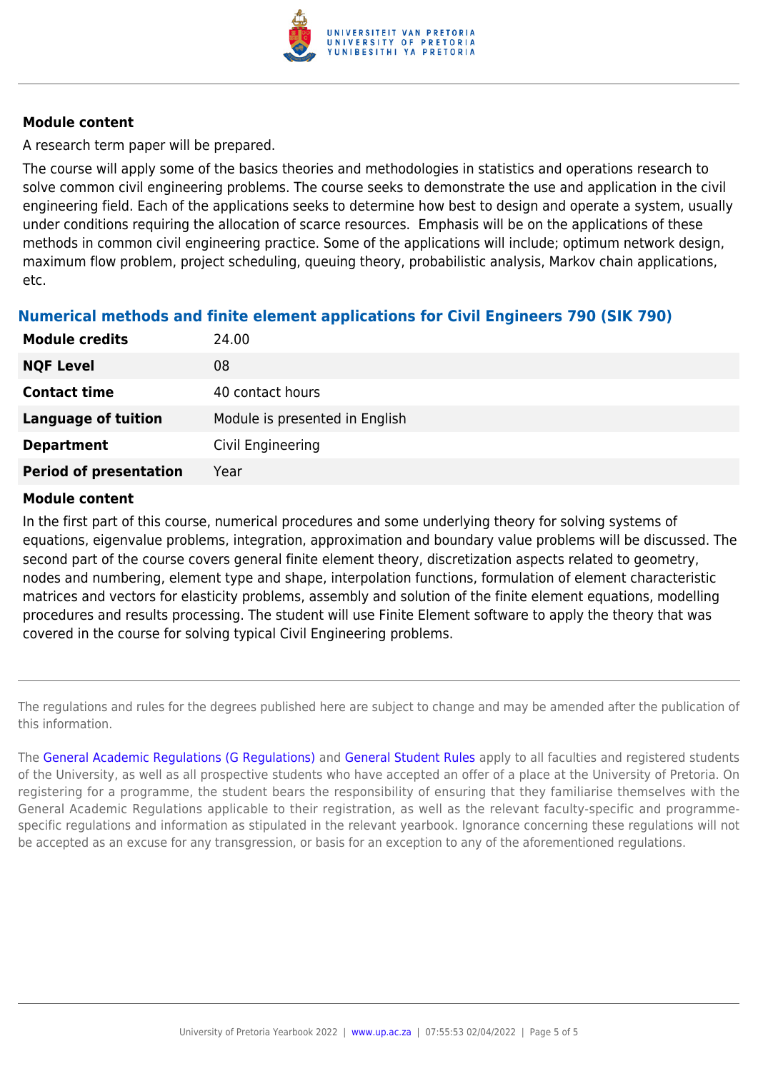#### Module content

A research term paper will be prepared.

The course will apply some of the basics theories and methodologies in statistics and operations research to solve common civil engineering problems. The course seeks to demonstrate the use and application in the civil engineering field. Each of the applications seeks to determine how best to design and operate a system, usually under conditions requiring the allocation of scarce resources.  Emphasis will be on the applications of these methods in common civil engineering practice. Some of the applications will include; optimum network design, maximum flow problem, project scheduling, queuing theory, probabilistic analysis, Markov chain applications, etc.

### Numerical methods and finite element applications for Civil Engineers 790 (SIK 790)

| | |
|---|---|
| **Module credits** | 24.00 |
| **NQF Level** | 08 |
| **Contact time** | 40 contact hours |
| **Language of tuition** | Module is presented in English |
| **Department** | Civil Engineering |
| **Period of presentation** | Year |

#### Module content

In the first part of this course, numerical procedures and some underlying theory for solving systems of equations, eigenvalue problems, integration, approximation and boundary value problems will be discussed. The second part of the course covers general finite element theory, discretization aspects related to geometry, nodes and numbering, element type and shape, interpolation functions, formulation of element characteristic matrices and vectors for elasticity problems, assembly and solution of the finite element equations, modelling procedures and results processing. The student will use Finite Element software to apply the theory that was covered in the course for solving typical Civil Engineering problems.

---

The regulations and rules for the degrees published here are subject to change and may be amended after the publication of this information.

The General Academic Regulations (G Regulations) and General Student Rules apply to all faculties and registered students of the University, as well as all prospective students who have accepted an offer of a place at the University of Pretoria. On registering for a programme, the student bears the responsibility of ensuring that they familiarise themselves with the General Academic Regulations applicable to their registration, as well as the relevant faculty-specific and programme-specific regulations and information as stipulated in the relevant yearbook. Ignorance concerning these regulations will not be accepted as an excuse for any transgression, or basis for an exception to any of the aforementioned regulations.